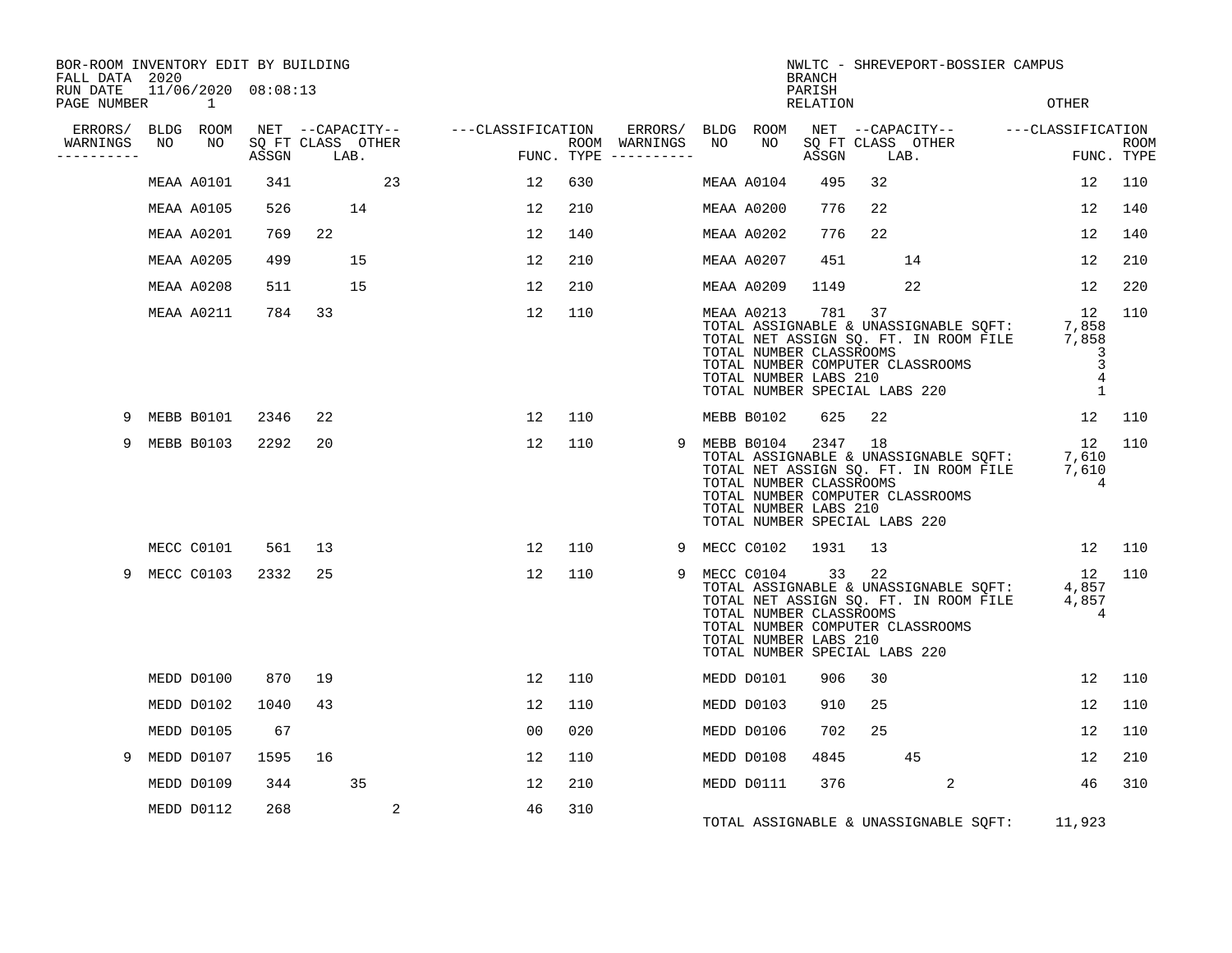BOR-ROOM INVENTORY EDIT BY BUILDING
FALL DATA 2020
RUN DATE 11/06/2020 08:08:13

NWLTC - SHREVEPORT-BOSSIER CAMPUS
BRANCH
PARISH
RELATION
OTHER

| ERRORS/ WARNINGS | BLDG NO | ROOM NO | NET SQ FT ASSGN | CAPACITY CLASS | CAPACITY LAB. | CAPACITY OTHER | CLASSIFICATION FUNC. | ROOM TYPE | ERRORS/ WARNINGS | BLDG NO | ROOM NO | NET SQ FT ASSGN | CAPACITY CLASS | CAPACITY LAB. | CAPACITY OTHER | CLASSIFICATION FUNC. | ROOM TYPE |
|---|---|---|---|---|---|---|---|---|---|---|---|---|---|---|---|---|---|
| | MEAA | A0101 | 341 | | | 23 | 12 | 630 | | MEAA | A0104 | 495 | 32 | | | 12 | 110 |
| | MEAA | A0105 | 526 | | 14 | | 12 | 210 | | MEAA | A0200 | 776 | 22 | | | 12 | 140 |
| | MEAA | A0201 | 769 | 22 | | | 12 | 140 | | MEAA | A0202 | 776 | 22 | | | 12 | 140 |
| | MEAA | A0205 | 499 | | 15 | | 12 | 210 | | MEAA | A0207 | 451 | | 14 | | 12 | 210 |
| | MEAA | A0208 | 511 | | 15 | | 12 | 210 | | MEAA | A0209 | 1149 | | 22 | | 12 | 220 |
| | MEAA | A0211 | 784 | 33 | | | 12 | 110 | | MEAA | A0213 | 781 | 37 | | | 12 | 110 |

TOTAL ASSIGNABLE & UNASSIGNABLE SQFT: 7,858
TOTAL NET ASSIGN SQ. FT. IN ROOM FILE 7,858
TOTAL NUMBER CLASSROOMS 3
TOTAL NUMBER COMPUTER CLASSROOMS 3
TOTAL NUMBER LABS 210 4
TOTAL NUMBER SPECIAL LABS 220 1

| ERRORS/ WARNINGS | BLDG NO | ROOM NO | NET SQ FT ASSGN | CAPACITY CLASS | CAPACITY LAB. | CAPACITY OTHER | CLASSIFICATION FUNC. | ROOM TYPE | ERRORS/ WARNINGS | BLDG NO | ROOM NO | NET SQ FT ASSGN | CAPACITY CLASS | CAPACITY LAB. | CAPACITY OTHER | CLASSIFICATION FUNC. | ROOM TYPE |
|---|---|---|---|---|---|---|---|---|---|---|---|---|---|---|---|---|---|
| 9 | MEBB | B0101 | 2346 | 22 | | | 12 | 110 | | MEBB | B0102 | 625 | 22 | | | 12 | 110 |
| 9 | MEBB | B0103 | 2292 | 20 | | | 12 | 110 | 9 | MEBB | B0104 | 2347 | 18 | | | 12 | 110 |

TOTAL ASSIGNABLE & UNASSIGNABLE SQFT: 7,610
TOTAL NET ASSIGN SQ. FT. IN ROOM FILE 7,610
TOTAL NUMBER CLASSROOMS 4
TOTAL NUMBER COMPUTER CLASSROOMS
TOTAL NUMBER LABS 210
TOTAL NUMBER SPECIAL LABS 220

| ERRORS/ WARNINGS | BLDG NO | ROOM NO | NET SQ FT ASSGN | CAPACITY CLASS | CAPACITY LAB. | CAPACITY OTHER | CLASSIFICATION FUNC. | ROOM TYPE | ERRORS/ WARNINGS | BLDG NO | ROOM NO | NET SQ FT ASSGN | CAPACITY CLASS | CAPACITY LAB. | CAPACITY OTHER | CLASSIFICATION FUNC. | ROOM TYPE |
|---|---|---|---|---|---|---|---|---|---|---|---|---|---|---|---|---|---|
| | MECC | C0101 | 561 | 13 | | | 12 | 110 | 9 | MECC | C0102 | 1931 | 13 | | | 12 | 110 |
| 9 | MECC | C0103 | 2332 | 25 | | | 12 | 110 | 9 | MECC | C0104 | 33 | 22 | | | 12 | 110 |

TOTAL ASSIGNABLE & UNASSIGNABLE SQFT: 4,857
TOTAL NET ASSIGN SQ. FT. IN ROOM FILE 4,857
TOTAL NUMBER CLASSROOMS 4
TOTAL NUMBER COMPUTER CLASSROOMS
TOTAL NUMBER LABS 210
TOTAL NUMBER SPECIAL LABS 220

| ERRORS/ WARNINGS | BLDG NO | ROOM NO | NET SQ FT ASSGN | CAPACITY CLASS | CAPACITY LAB. | CAPACITY OTHER | CLASSIFICATION FUNC. | ROOM TYPE | ERRORS/ WARNINGS | BLDG NO | ROOM NO | NET SQ FT ASSGN | CAPACITY CLASS | CAPACITY LAB. | CAPACITY OTHER | CLASSIFICATION FUNC. | ROOM TYPE |
|---|---|---|---|---|---|---|---|---|---|---|---|---|---|---|---|---|---|
| | MEDD | D0100 | 870 | 19 | | | 12 | 110 | | MEDD | D0101 | 906 | 30 | | | 12 | 110 |
| | MEDD | D0102 | 1040 | 43 | | | 12 | 110 | | MEDD | D0103 | 910 | 25 | | | 12 | 110 |
| | MEDD | D0105 | 67 | | | | 00 | 020 | | MEDD | D0106 | 702 | 25 | | | 12 | 110 |
| 9 | MEDD | D0107 | 1595 | 16 | | | 12 | 110 | | MEDD | D0108 | 4845 | | 45 | | 12 | 210 |
| | MEDD | D0109 | 344 | | 35 | | 12 | 210 | | MEDD | D0111 | 376 | | | 2 | 46 | 310 |
| | MEDD | D0112 | 268 | | | 2 | 46 | 310 | | | | | | | | | |

TOTAL ASSIGNABLE & UNASSIGNABLE SQFT: 11,923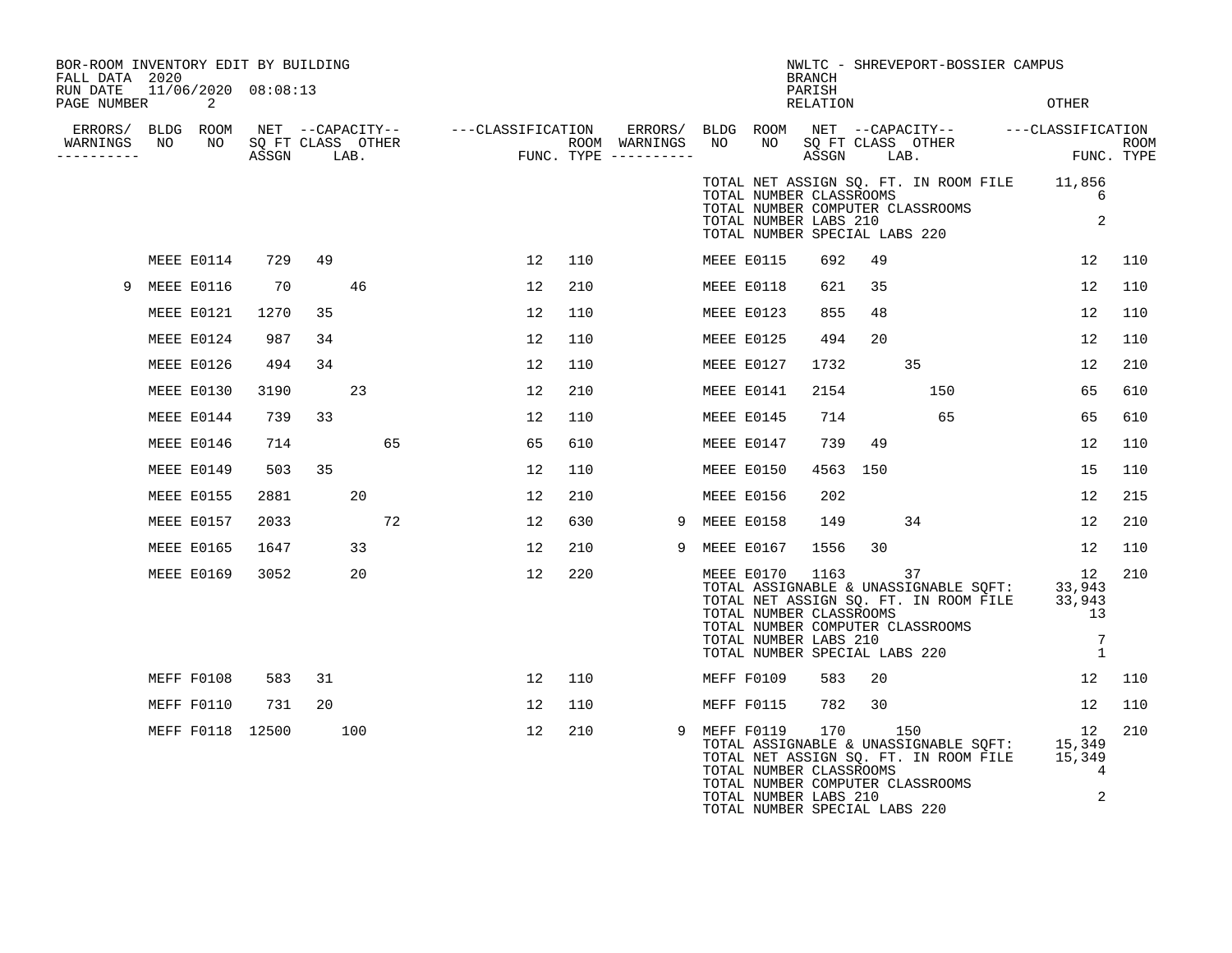BOR-ROOM INVENTORY EDIT BY BUILDING
FALL DATA 2020
RUN DATE 11/06/2020 08:08:13

NWLTC - SHREVEPORT-BOSSIER CAMPUS
BRANCH
PARISH
RELATION
OTHER

TOTAL NET ASSIGN SQ. FT. IN ROOM FILE 11,856
TOTAL NUMBER CLASSROOMS 6
TOTAL NUMBER COMPUTER CLASSROOMS
TOTAL NUMBER LABS 210 2
TOTAL NUMBER SPECIAL LABS 220

| ERRORS/ WARNINGS | BLDG NO | ROOM NO | NET SQ FT ASSGN | CAPACITY CLASS | CAPACITY LAB. | CAPACITY OTHER | CLASSIFICATION FUNC. | ROOM TYPE | ERRORS/ WARNINGS | BLDG NO | ROOM NO | NET SQ FT ASSGN | CAPACITY CLASS | CAPACITY LAB. | CAPACITY OTHER | CLASSIFICATION FUNC. | ROOM TYPE |
|---|---|---|---|---|---|---|---|---|---|---|---|---|---|---|---|---|---|
| | MEEE | E0114 | 729 | 49 | | | 12 | 110 | | MEEE | E0115 | 692 | 49 | | | 12 | 110 |
| 9 | MEEE | E0116 | 70 | | 46 | | 12 | 210 | | MEEE | E0118 | 621 | 35 | | | 12 | 110 |
| | MEEE | E0121 | 1270 | 35 | | | 12 | 110 | | MEEE | E0123 | 855 | 48 | | | 12 | 110 |
| | MEEE | E0124 | 987 | 34 | | | 12 | 110 | | MEEE | E0125 | 494 | 20 | | | 12 | 110 |
| | MEEE | E0126 | 494 | 34 | | | 12 | 110 | | MEEE | E0127 | 1732 | | 35 | | 12 | 210 |
| | MEEE | E0130 | 3190 | | 23 | | 12 | 210 | | MEEE | E0141 | 2154 | | | 150 | 65 | 610 |
| | MEEE | E0144 | 739 | 33 | | | 12 | 110 | | MEEE | E0145 | 714 | | | 65 | 65 | 610 |
| | MEEE | E0146 | 714 | | | 65 | 65 | 610 | | MEEE | E0147 | 739 | 49 | | | 12 | 110 |
| | MEEE | E0149 | 503 | 35 | | | 12 | 110 | | MEEE | E0150 | 4563 | 150 | | | 15 | 110 |
| | MEEE | E0155 | 2881 | | 20 | | 12 | 210 | | MEEE | E0156 | 202 | | | | 12 | 215 |
| | MEEE | E0157 | 2033 | | | 72 | 12 | 630 | 9 | MEEE | E0158 | 149 | | 34 | | 12 | 210 |
| | MEEE | E0165 | 1647 | | 33 | | 12 | 210 | 9 | MEEE | E0167 | 1556 | 30 | | | 12 | 110 |
| | MEEE | E0169 | 3052 | | 20 | | 12 | 220 | | MEEE | E0170 | 1163 | | 37 | | 12 | 210 |

TOTAL ASSIGNABLE & UNASSIGNABLE SQFT: 33,943
TOTAL NET ASSIGN SQ. FT. IN ROOM FILE 33,943
TOTAL NUMBER CLASSROOMS 13
TOTAL NUMBER COMPUTER CLASSROOMS
TOTAL NUMBER LABS 210 7
TOTAL NUMBER SPECIAL LABS 220 1

| ERRORS/ WARNINGS | BLDG NO | ROOM NO | NET SQ FT ASSGN | CAPACITY CLASS | CAPACITY LAB. | CAPACITY OTHER | CLASSIFICATION FUNC. | ROOM TYPE | ERRORS/ WARNINGS | BLDG NO | ROOM NO | NET SQ FT ASSGN | CAPACITY CLASS | CAPACITY LAB. | CAPACITY OTHER | CLASSIFICATION FUNC. | ROOM TYPE |
|---|---|---|---|---|---|---|---|---|---|---|---|---|---|---|---|---|---|
| | MEFF | F0108 | 583 | 31 | | | 12 | 110 | | MEFF | F0109 | 583 | 20 | | | 12 | 110 |
| | MEFF | F0110 | 731 | 20 | | | 12 | 110 | | MEFF | F0115 | 782 | 30 | | | 12 | 110 |
| | MEFF | F0118 | 12500 | | 100 | | 12 | 210 | 9 | MEFF | F0119 | 170 | | 150 | | 12 | 210 |

TOTAL ASSIGNABLE & UNASSIGNABLE SQFT: 15,349
TOTAL NET ASSIGN SQ. FT. IN ROOM FILE 15,349
TOTAL NUMBER CLASSROOMS 4
TOTAL NUMBER COMPUTER CLASSROOMS
TOTAL NUMBER LABS 210 2
TOTAL NUMBER SPECIAL LABS 220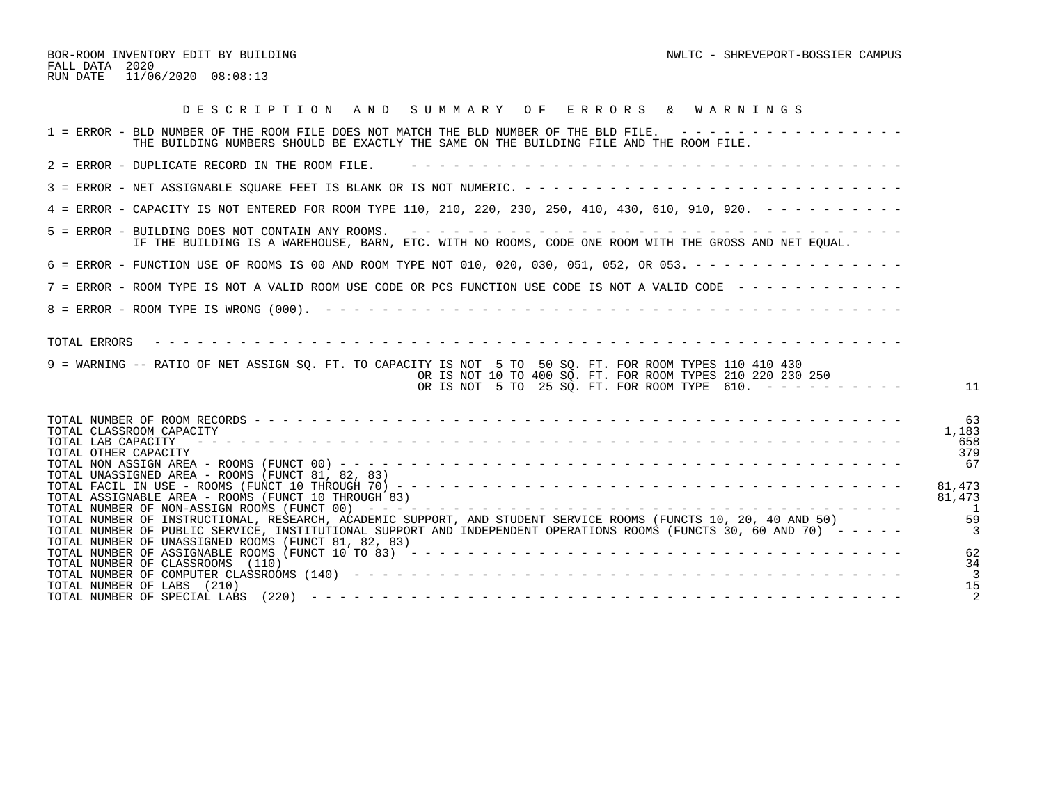BOR-ROOM INVENTORY EDIT BY BUILDING
FALL DATA 2020
RUN DATE 11/06/2020 08:08:13

NWLTC - SHREVEPORT-BOSSIER CAMPUS

## DESCRIPTION AND SUMMARY OF ERRORS & WARNINGS

| | |
|---|---|
| 1 = ERROR - BLD NUMBER OF THE ROOM FILE DOES NOT MATCH THE BLD NUMBER OF THE BLD FILE. THE BUILDING NUMBERS SHOULD BE EXACTLY THE SAME ON THE BUILDING FILE AND THE ROOM FILE. | |
| 2 = ERROR - DUPLICATE RECORD IN THE ROOM FILE. | |
| 3 = ERROR - NET ASSIGNABLE SQUARE FEET IS BLANK OR IS NOT NUMERIC. | |
| 4 = ERROR - CAPACITY IS NOT ENTERED FOR ROOM TYPE 110, 210, 220, 230, 250, 410, 430, 610, 910, 920. | |
| 5 = ERROR - BUILDING DOES NOT CONTAIN ANY ROOMS. IF THE BUILDING IS A WAREHOUSE, BARN, ETC. WITH NO ROOMS, CODE ONE ROOM WITH THE GROSS AND NET EQUAL. | |
| 6 = ERROR - FUNCTION USE OF ROOMS IS 00 AND ROOM TYPE NOT 010, 020, 030, 051, 052, OR 053. | |
| 7 = ERROR - ROOM TYPE IS NOT A VALID ROOM USE CODE OR PCS FUNCTION USE CODE IS NOT A VALID CODE | |
| 8 = ERROR - ROOM TYPE IS WRONG (000). | |
| TOTAL ERRORS | |
| 9 = WARNING -- RATIO OF NET ASSIGN SQ. FT. TO CAPACITY IS NOT 5 TO 50 SQ. FT. FOR ROOM TYPES 110 410 430 OR IS NOT 10 TO 400 SQ. FT. FOR ROOM TYPES 210 220 230 250 OR IS NOT 5 TO 25 SQ. FT. FOR ROOM TYPE 610. | 11 |

| | |
|---|---|
| TOTAL NUMBER OF ROOM RECORDS | 63 |
| TOTAL CLASSROOM CAPACITY | 1,183 |
| TOTAL LAB CAPACITY | 658 |
| TOTAL OTHER CAPACITY | 379 |
| TOTAL NON ASSIGN AREA - ROOMS (FUNCT 00) | 67 |
| TOTAL UNASSIGNED AREA - ROOMS (FUNCT 81, 82, 83) | |
| TOTAL FACIL IN USE - ROOMS (FUNCT 10 THROUGH 70) | 81,473 |
| TOTAL ASSIGNABLE AREA - ROOMS (FUNCT 10 THROUGH 83) | 81,473 |
| TOTAL NUMBER OF NON-ASSIGN ROOMS (FUNCT 00) | 1 |
| TOTAL NUMBER OF INSTRUCTIONAL, RESEARCH, ACADEMIC SUPPORT, AND STUDENT SERVICE ROOMS (FUNCTS 10, 20, 40 AND 50) | 59 |
| TOTAL NUMBER OF PUBLIC SERVICE, INSTITUTIONAL SUPPORT AND INDEPENDENT OPERATIONS ROOMS (FUNCTS 30, 60 AND 70) | 3 |
| TOTAL NUMBER OF UNASSIGNED ROOMS (FUNCT 81, 82, 83) | |
| TOTAL NUMBER OF ASSIGNABLE ROOMS (FUNCT 10 TO 83) | 62 |
| TOTAL NUMBER OF CLASSROOMS (110) | 34 |
| TOTAL NUMBER OF COMPUTER CLASSROOMS (140) | 3 |
| TOTAL NUMBER OF LABS (210) | 15 |
| TOTAL NUMBER OF SPECIAL LABS (220) | 2 |